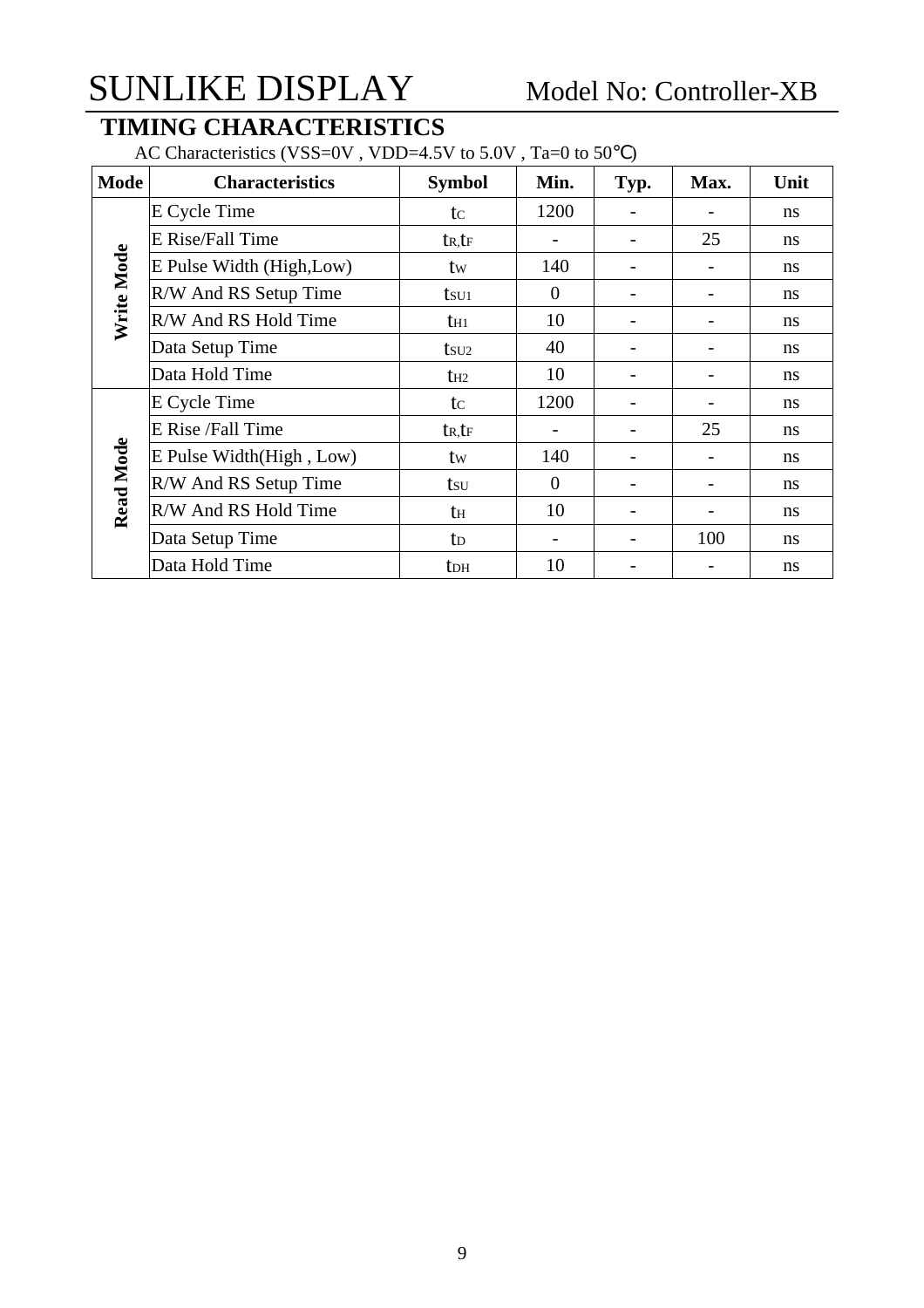## TIMING CHARACTERISTICS

AC Characteristics (VSS=0V , VDD=4.5V to 5.0V , Ta=0 to 50℃)

| Mode | Characteristics | Symbol | Min. | Typ. | Max. | Unit |
|---|---|---|---|---|---|---|
| Write Mode | E Cycle Time | $t_C$ | 1200 | - | - | ns |
| | E Rise/Fall Time | $t_R, t_F$ | - | - | 25 | ns |
| | E Pulse Width (High,Low) | $t_W$ | 140 | - | - | ns |
| | R/W And RS Setup Time | $t_{SU1}$ | 0 | - | - | ns |
| | R/W And RS Hold Time | $t_{H1}$ | 10 | - | - | ns |
| | Data Setup Time | $t_{SU2}$ | 40 | - | - | ns |
| | Data Hold Time | $t_{H2}$ | 10 | - | - | ns |
| Read Mode | E Cycle Time | $t_C$ | 1200 | - | - | ns |
| | E Rise /Fall Time | $t_R, t_F$ | - | - | 25 | ns |
| | E Pulse Width(High , Low) | $t_W$ | 140 | - | - | ns |
| | R/W And RS Setup Time | $t_{SU}$ | 0 | - | - | ns |
| | R/W And RS Hold Time | $t_H$ | 10 | - | - | ns |
| | Data Setup Time | $t_D$ | - | - | 100 | ns |
| | Data Hold Time | $t_{DH}$ | 10 | - | - | ns |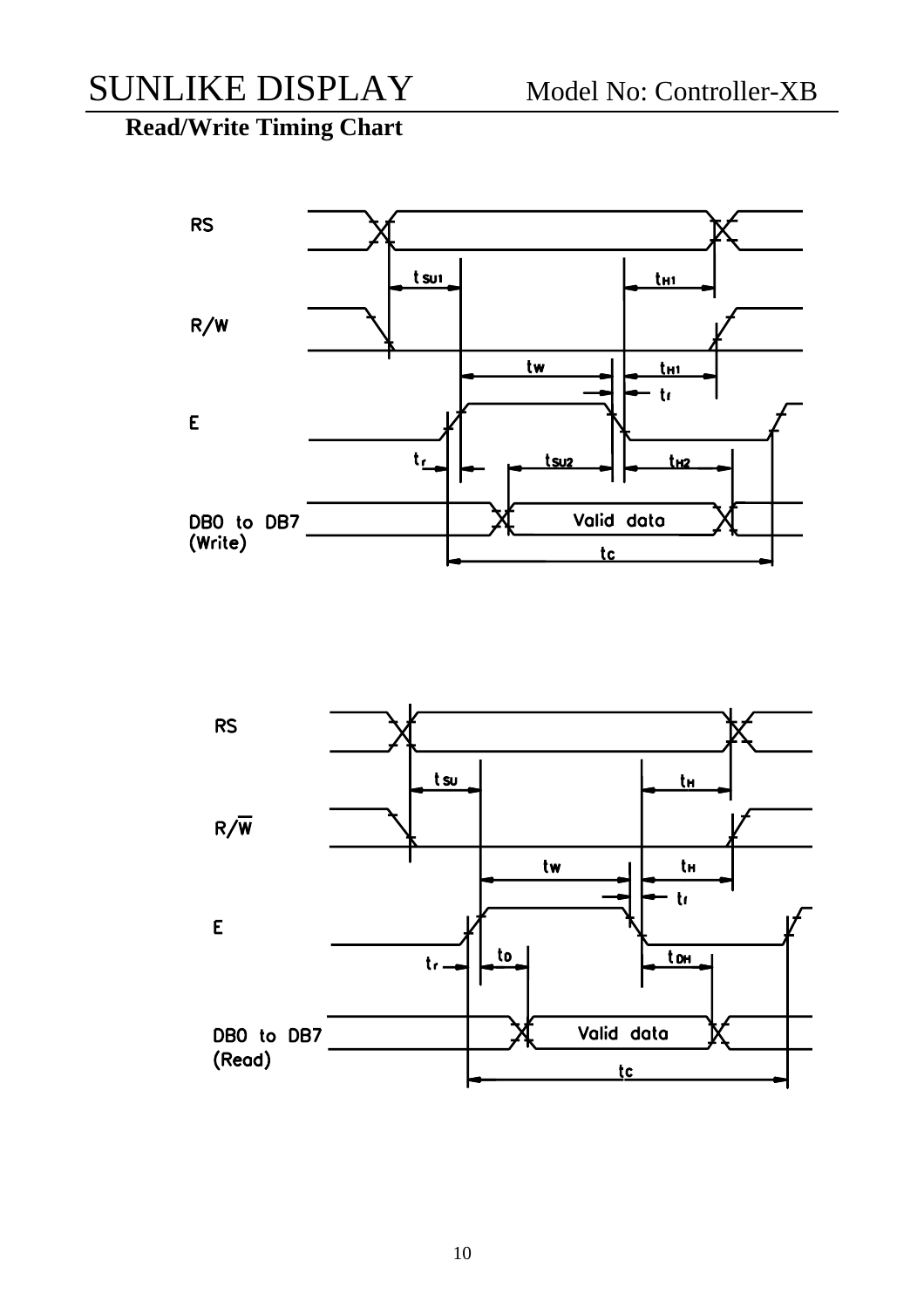**Read/Write Timing Chart**

RS

R/W

E

DB0 to DB7 (Write)

$t_{SU1}$ $t_{H1}$ $t_W$ $t_{H1}$ $t_f$ $t_r$ $t_{SU2}$ $t_{H2}$ Valid data $t_C$

RS

R/$\overline{W}$

E

DB0 to DB7 (Read)

$t_{SU}$ $t_H$ $t_W$ $t_H$ $t_f$ $t_r$ $t_D$ $t_{DH}$ Valid data $t_C$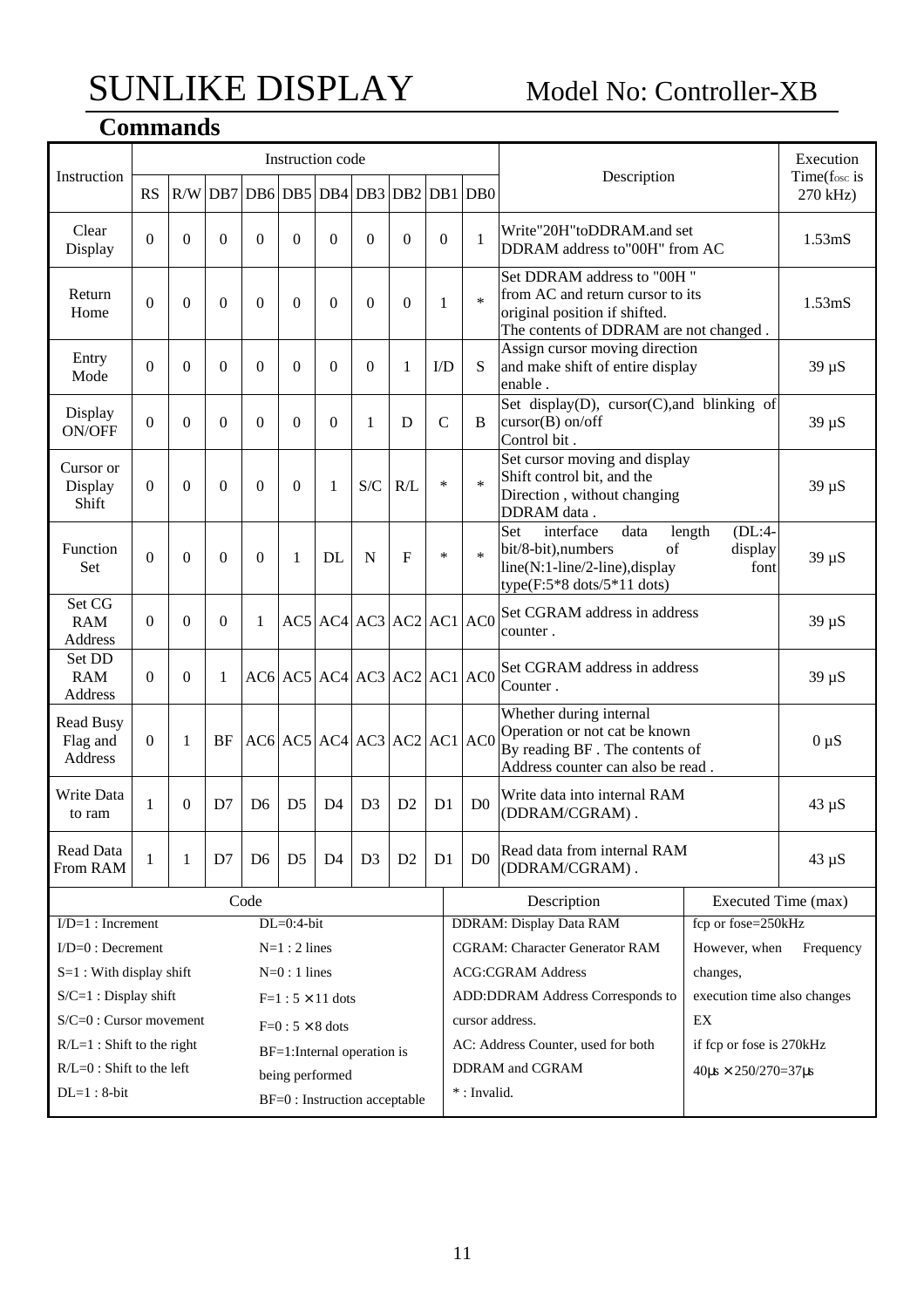## Commands

| Instruction | Instruction code | | | | | | | | | | Description | Execution Time($f_{OSC}$ is 270 kHz) |
|---|---|---|---|---|---|---|---|---|---|---|---|---|
| | RS | R/W | DB7 | DB6 | DB5 | DB4 | DB3 | DB2 | DB1 | DB0 | | |
| Clear Display | 0 | 0 | 0 | 0 | 0 | 0 | 0 | 0 | 0 | 1 | Write"20H"toDDRAM.and set DDRAM address to"00H" from AC | 1.53mS |
| Return Home | 0 | 0 | 0 | 0 | 0 | 0 | 0 | 0 | 1 | * | Set DDRAM address to "00H " from AC and return cursor to its original position if shifted. The contents of DDRAM are not changed . | 1.53mS |
| Entry Mode | 0 | 0 | 0 | 0 | 0 | 0 | 0 | 1 | I/D | S | Assign cursor moving direction and make shift of entire display enable . | 39 μS |
| Display ON/OFF | 0 | 0 | 0 | 0 | 0 | 0 | 1 | D | C | B | Set display(D), cursor(C),and blinking of cursor(B) on/off Control bit . | 39 μS |
| Cursor or Display Shift | 0 | 0 | 0 | 0 | 0 | 1 | S/C | R/L | * | * | Set cursor moving and display Shift control bit, and the Direction , without changing DDRAM data . | 39 μS |
| Function Set | 0 | 0 | 0 | 0 | 1 | DL | N | F | * | * | Set interface data length (DL:4-bit/8-bit),numbers of display line(N:1-line/2-line),display font type(F:5*8 dots/5*11 dots) | 39 μS |
| Set CG RAM Address | 0 | 0 | 0 | 1 | AC5 | AC4 | AC3 | AC2 | AC1 | AC0 | Set CGRAM address in address counter . | 39 μS |
| Set DD RAM Address | 0 | 0 | 1 | AC6 | AC5 | AC4 | AC3 | AC2 | AC1 | AC0 | Set CGRAM address in address Counter . | 39 μS |
| Read Busy Flag and Address | 0 | 1 | BF | AC6 | AC5 | AC4 | AC3 | AC2 | AC1 | AC0 | Whether during internal Operation or not cat be known By reading BF . The contents of Address counter can also be read . | 0 μS |
| Write Data to ram | 1 | 0 | D7 | D6 | D5 | D4 | D3 | D2 | D1 | D0 | Write data into internal RAM (DDRAM/CGRAM) . | 43 μS |
| Read Data From RAM | 1 | 1 | D7 | D6 | D5 | D4 | D3 | D2 | D1 | D0 | Read data from internal RAM (DDRAM/CGRAM) . | 43 μS |

| Code | | Description | Executed Time (max) |
|---|---|---|---|
| I/D=1 : Increment | DL=0:4-bit | DDRAM: Display Data RAM | fcp or fose=250kHz |
| I/D=0 : Decrement | N=1 : 2 lines | CGRAM: Character Generator RAM | However, when Frequency |
| S=1 : With display shift | N=0 : 1 lines | ACG:CGRAM Address | changes, |
| S/C=1 : Display shift | F=1 : 5 × 11 dots | ADD:DDRAM Address Corresponds to | execution time also changes |
| S/C=0 : Cursor movement | F=0 : 5 × 8 dots | cursor address. | EX |
| R/L=1 : Shift to the right | BF=1:Internal operation is | AC: Address Counter, used for both | if fcp or fose is 270kHz |
| R/L=0 : Shift to the left | being performed | DDRAM and CGRAM | 40μs × 250/270=37μs |
| DL=1 : 8-bit | BF=0 : Instruction acceptable | * : Invalid. | |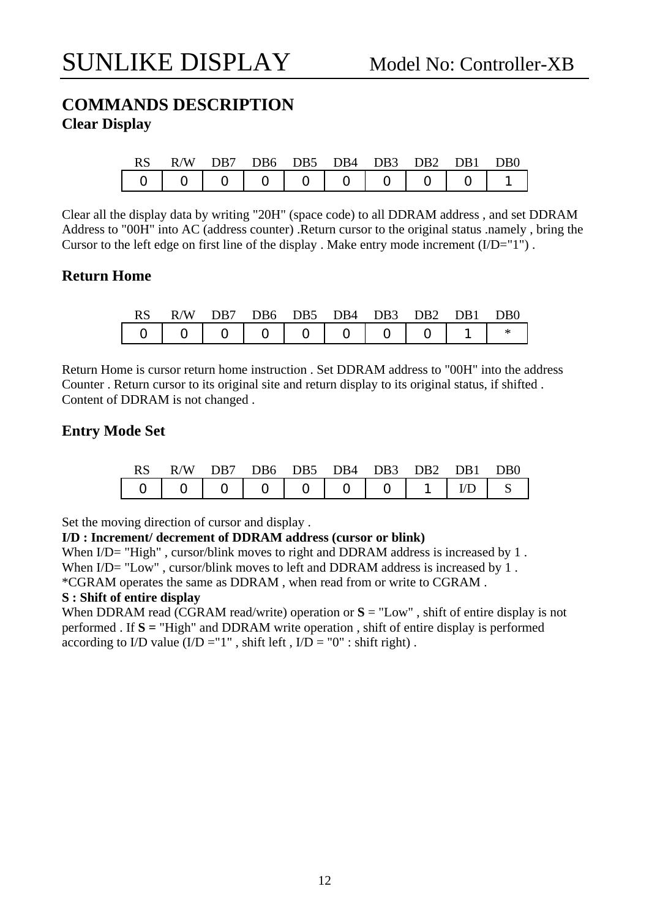## COMMANDS DESCRIPTION

### Clear Display

| RS | R/W | DB7 | DB6 | DB5 | DB4 | DB3 | DB2 | DB1 | DB0 |
|---|---|---|---|---|---|---|---|---|---|
| 0 | 0 | 0 | 0 | 0 | 0 | 0 | 0 | 0 | 1 |

Clear all the display data by writing "20H" (space code) to all DDRAM address , and set DDRAM Address to "00H" into AC (address counter) .Return cursor to the original status .namely , bring the Cursor to the left edge on first line of the display . Make entry mode increment (I/D="1") .

### Return Home

| RS | R/W | DB7 | DB6 | DB5 | DB4 | DB3 | DB2 | DB1 | DB0 |
|---|---|---|---|---|---|---|---|---|---|
| 0 | 0 | 0 | 0 | 0 | 0 | 0 | 0 | 1 | * |

Return Home is cursor return home instruction . Set DDRAM address to "00H" into the address Counter . Return cursor to its original site and return display to its original status, if shifted . Content of DDRAM is not changed .

### Entry Mode Set

| RS | R/W | DB7 | DB6 | DB5 | DB4 | DB3 | DB2 | DB1 | DB0 |
|---|---|---|---|---|---|---|---|---|---|
| 0 | 0 | 0 | 0 | 0 | 0 | 0 | 1 | I/D | S |

Set the moving direction of cursor and display .

**I/D : Increment/ decrement of DDRAM address (cursor or blink)**

When I/D= "High" , cursor/blink moves to right and DDRAM address is increased by 1 .
When I/D= "Low" , cursor/blink moves to left and DDRAM address is increased by 1 .
*CGRAM operates the same as DDRAM , when read from or write to CGRAM .

**S : Shift of entire display**

When DDRAM read (CGRAM read/write) operation or **S** = "Low" , shift of entire display is not performed . If **S =** "High" and DDRAM write operation , shift of entire display is performed according to I/D value (I/D ="1" , shift left , I/D = "0" : shift right) .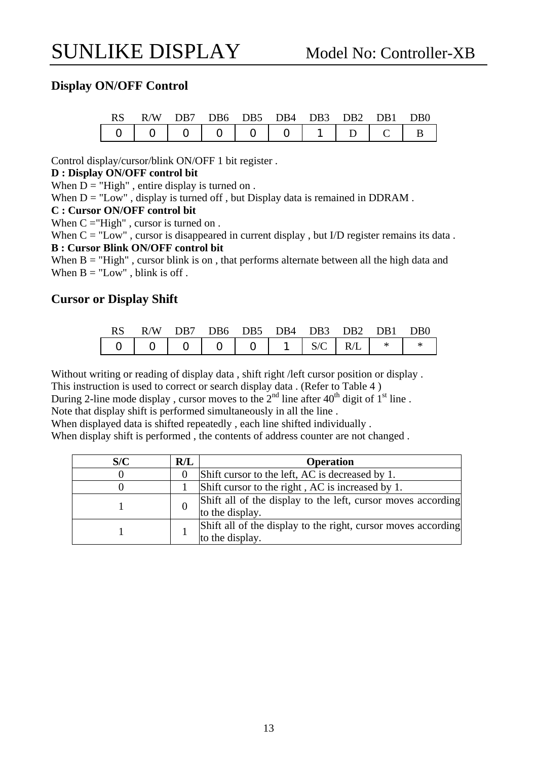## Display ON/OFF Control

| RS | R/W | DB7 | DB6 | DB5 | DB4 | DB3 | DB2 | DB1 | DB0 |
|---|---|---|---|---|---|---|---|---|---|
| 0 | 0 | 0 | 0 | 0 | 0 | 1 | D | C | B |

Control display/cursor/blink ON/OFF 1 bit register .

**D : Display ON/OFF control bit**

When D = "High" , entire display is turned on .

When D = "Low" , display is turned off , but Display data is remained in DDRAM .

**C : Cursor ON/OFF control bit**

When C ="High" , cursor is turned on .

When C = "Low" , cursor is disappeared in current display , but I/D register remains its data .

**B : Cursor Blink ON/OFF control bit**

When B = "High" , cursor blink is on , that performs alternate between all the high data and

When B = "Low" , blink is off .

## Cursor or Display Shift

| RS | R/W | DB7 | DB6 | DB5 | DB4 | DB3 | DB2 | DB1 | DB0 |
|---|---|---|---|---|---|---|---|---|---|
| 0 | 0 | 0 | 0 | 0 | 1 | S/C | R/L | * | * |

Without writing or reading of display data , shift right /left cursor position or display .

This instruction is used to correct or search display data . (Refer to Table 4 )

During 2-line mode display , cursor moves to the $2^{nd}$ line after $40^{th}$ digit of $1^{st}$ line .

Note that display shift is performed simultaneously in all the line .

When displayed data is shifted repeatedly , each line shifted individually .

When display shift is performed , the contents of address counter are not changed .

| S/C | R/L | Operation |
|---|---|---|
| 0 | 0 | Shift cursor to the left, AC is decreased by 1. |
| 0 | 1 | Shift cursor to the right , AC is increased by 1. |
| 1 | 0 | Shift all of the display to the left, cursor moves according to the display. |
| 1 | 1 | Shift all of the display to the right, cursor moves according to the display. |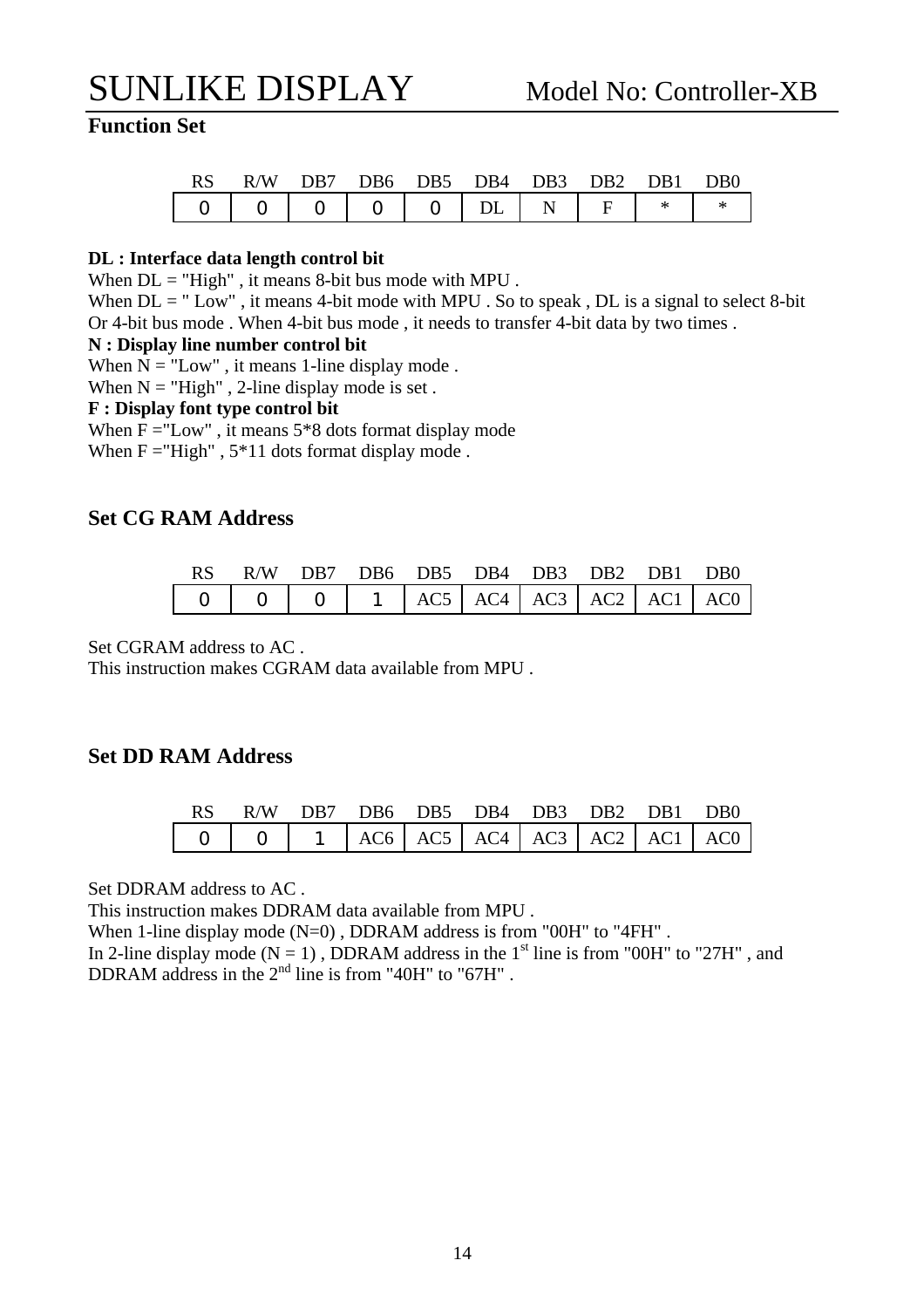## Function Set

| RS | R/W | DB7 | DB6 | DB5 | DB4 | DB3 | DB2 | DB1 | DB0 |
|---|---|---|---|---|---|---|---|---|---|
| 0 | 0 | 0 | 0 | 0 | DL | N | F | * | * |

**DL : Interface data length control bit**
When DL = "High" , it means 8-bit bus mode with MPU .
When DL = " Low" , it means 4-bit mode with MPU . So to speak , DL is a signal to select 8-bit Or 4-bit bus mode . When 4-bit bus mode , it needs to transfer 4-bit data by two times .
**N : Display line number control bit**
When N = "Low" , it means 1-line display mode .
When N = "High" , 2-line display mode is set .
**F : Display font type control bit**
When F ="Low" , it means 5*8 dots format display mode
When F ="High" , 5*11 dots format display mode .

## Set CG RAM Address

| RS | R/W | DB7 | DB6 | DB5 | DB4 | DB3 | DB2 | DB1 | DB0 |
|---|---|---|---|---|---|---|---|---|---|
| 0 | 0 | 0 | 1 | AC5 | AC4 | AC3 | AC2 | AC1 | AC0 |

Set CGRAM address to AC .
This instruction makes CGRAM data available from MPU .

## Set DD RAM Address

| RS | R/W | DB7 | DB6 | DB5 | DB4 | DB3 | DB2 | DB1 | DB0 |
|---|---|---|---|---|---|---|---|---|---|
| 0 | 0 | 1 | AC6 | AC5 | AC4 | AC3 | AC2 | AC1 | AC0 |

Set DDRAM address to AC .
This instruction makes DDRAM data available from MPU .
When 1-line display mode (N=0) , DDRAM address is from "00H" to "4FH" .
In 2-line display mode (N = 1) , DDRAM address in the 1st line is from "00H" to "27H" , and DDRAM address in the 2nd line is from "40H" to "67H" .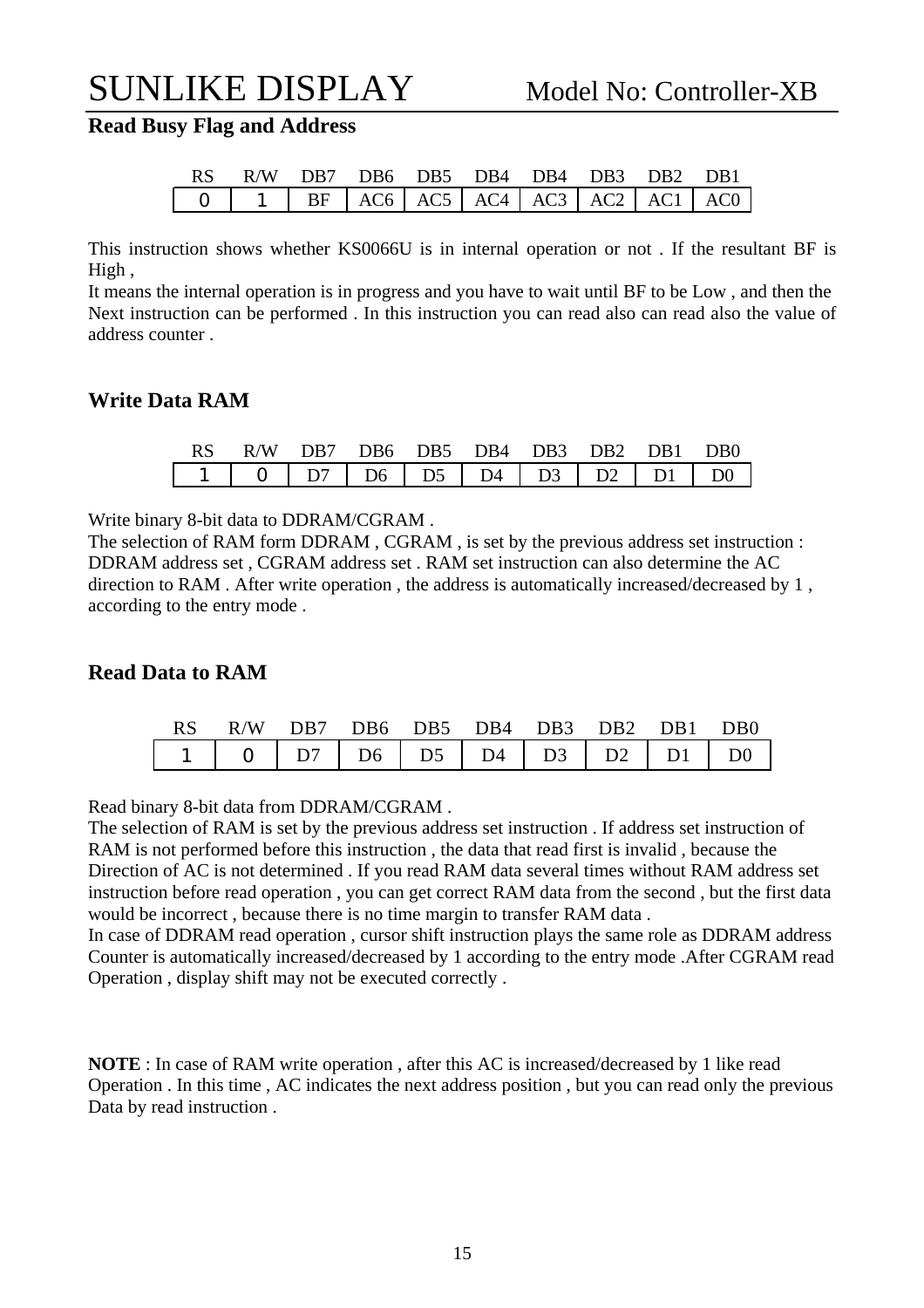## Read Busy Flag and Address

| RS | R/W | DB7 | DB6 | DB5 | DB4 | DB4 | DB3 | DB2 | DB1 |
|---|---|---|---|---|---|---|---|---|---|
| 0 | 1 | BF | AC6 | AC5 | AC4 | AC3 | AC2 | AC1 | AC0 |

This instruction shows whether KS0066U is in internal operation or not . If the resultant BF is High ,
It means the internal operation is in progress and you have to wait until BF to be Low , and then the Next instruction can be performed . In this instruction you can read also can read also the value of address counter .

## Write Data RAM

| RS | R/W | DB7 | DB6 | DB5 | DB4 | DB3 | DB2 | DB1 | DB0 |
|---|---|---|---|---|---|---|---|---|---|
| 1 | 0 | D7 | D6 | D5 | D4 | D3 | D2 | D1 | D0 |

Write binary 8-bit data to DDRAM/CGRAM .
The selection of RAM form DDRAM , CGRAM , is set by the previous address set instruction : DDRAM address set , CGRAM address set . RAM set instruction can also determine the AC direction to RAM . After write operation , the address is automatically increased/decreased by 1 , according to the entry mode .

## Read Data to RAM

| RS | R/W | DB7 | DB6 | DB5 | DB4 | DB3 | DB2 | DB1 | DB0 |
|---|---|---|---|---|---|---|---|---|---|
| 1 | 0 | D7 | D6 | D5 | D4 | D3 | D2 | D1 | D0 |

Read binary 8-bit data from DDRAM/CGRAM .
The selection of RAM is set by the previous address set instruction . If address set instruction of RAM is not performed before this instruction , the data that read first is invalid , because the Direction of AC is not determined . If you read RAM data several times without RAM address set instruction before read operation , you can get correct RAM data from the second , but the first data would be incorrect , because there is no time margin to transfer RAM data .
In case of DDRAM read operation , cursor shift instruction plays the same role as DDRAM address Counter is automatically increased/decreased by 1 according to the entry mode .After CGRAM read Operation , display shift may not be executed correctly .

**NOTE** : In case of RAM write operation , after this AC is increased/decreased by 1 like read Operation . In this time , AC indicates the next address position , but you can read only the previous Data by read instruction .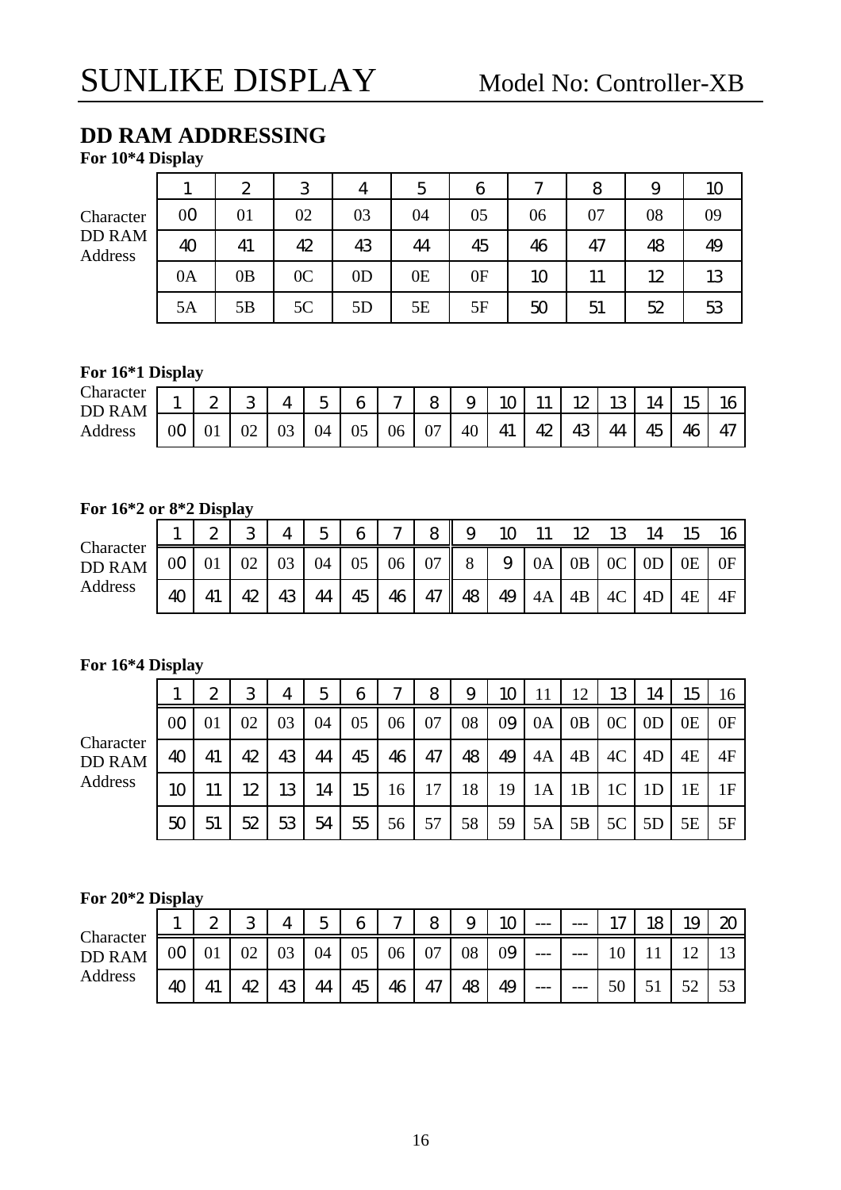## DD RAM ADDRESSING

**For 10*4 Display**

| | 1 | 2 | 3 | 4 | 5 | 6 | 7 | 8 | 9 | 10 |
|---|---|---|---|---|---|---|---|---|---|---|
| Character DD RAM Address | 00 | 01 | 02 | 03 | 04 | 05 | 06 | 07 | 08 | 09 |
| | 40 | 41 | 42 | 43 | 44 | 45 | 46 | 47 | 48 | 49 |
| | 0A | 0B | 0C | 0D | 0E | 0F | 10 | 11 | 12 | 13 |
| | 5A | 5B | 5C | 5D | 5E | 5F | 50 | 51 | 52 | 53 |

**For 16*1 Display**

| | 1 | 2 | 3 | 4 | 5 | 6 | 7 | 8 | 9 | 10 | 11 | 12 | 13 | 14 | 15 | 16 |
|---|---|---|---|---|---|---|---|---|---|---|---|---|---|---|---|---|
| Character DD RAM Address | 00 | 01 | 02 | 03 | 04 | 05 | 06 | 07 | 40 | 41 | 42 | 43 | 44 | 45 | 46 | 47 |

**For 16*2 or 8*2 Display**

| | 1 | 2 | 3 | 4 | 5 | 6 | 7 | 8 | 9 | 10 | 11 | 12 | 13 | 14 | 15 | 16 |
|---|---|---|---|---|---|---|---|---|---|---|---|---|---|---|---|---|
| Character DD RAM Address | 00 | 01 | 02 | 03 | 04 | 05 | 06 | 07 | 8 | 9 | 0A | 0B | 0C | 0D | 0E | 0F |
| | 40 | 41 | 42 | 43 | 44 | 45 | 46 | 47 | 48 | 49 | 4A | 4B | 4C | 4D | 4E | 4F |

**For 16*4 Display**

| | 1 | 2 | 3 | 4 | 5 | 6 | 7 | 8 | 9 | 10 | 11 | 12 | 13 | 14 | 15 | 16 |
|---|---|---|---|---|---|---|---|---|---|---|---|---|---|---|---|---|
| Character DD RAM Address | 00 | 01 | 02 | 03 | 04 | 05 | 06 | 07 | 08 | 09 | 0A | 0B | 0C | 0D | 0E | 0F |
| | 40 | 41 | 42 | 43 | 44 | 45 | 46 | 47 | 48 | 49 | 4A | 4B | 4C | 4D | 4E | 4F |
| | 10 | 11 | 12 | 13 | 14 | 15 | 16 | 17 | 18 | 19 | 1A | 1B | 1C | 1D | 1E | 1F |
| | 50 | 51 | 52 | 53 | 54 | 55 | 56 | 57 | 58 | 59 | 5A | 5B | 5C | 5D | 5E | 5F |

**For 20*2 Display**

| | 1 | 2 | 3 | 4 | 5 | 6 | 7 | 8 | 9 | 10 | --- | --- | 17 | 18 | 19 | 20 |
|---|---|---|---|---|---|---|---|---|---|---|---|---|---|---|---|---|
| Character DD RAM Address | 00 | 01 | 02 | 03 | 04 | 05 | 06 | 07 | 08 | 09 | --- | --- | 10 | 11 | 12 | 13 |
| | 40 | 41 | 42 | 43 | 44 | 45 | 46 | 47 | 48 | 49 | --- | --- | 50 | 51 | 52 | 53 |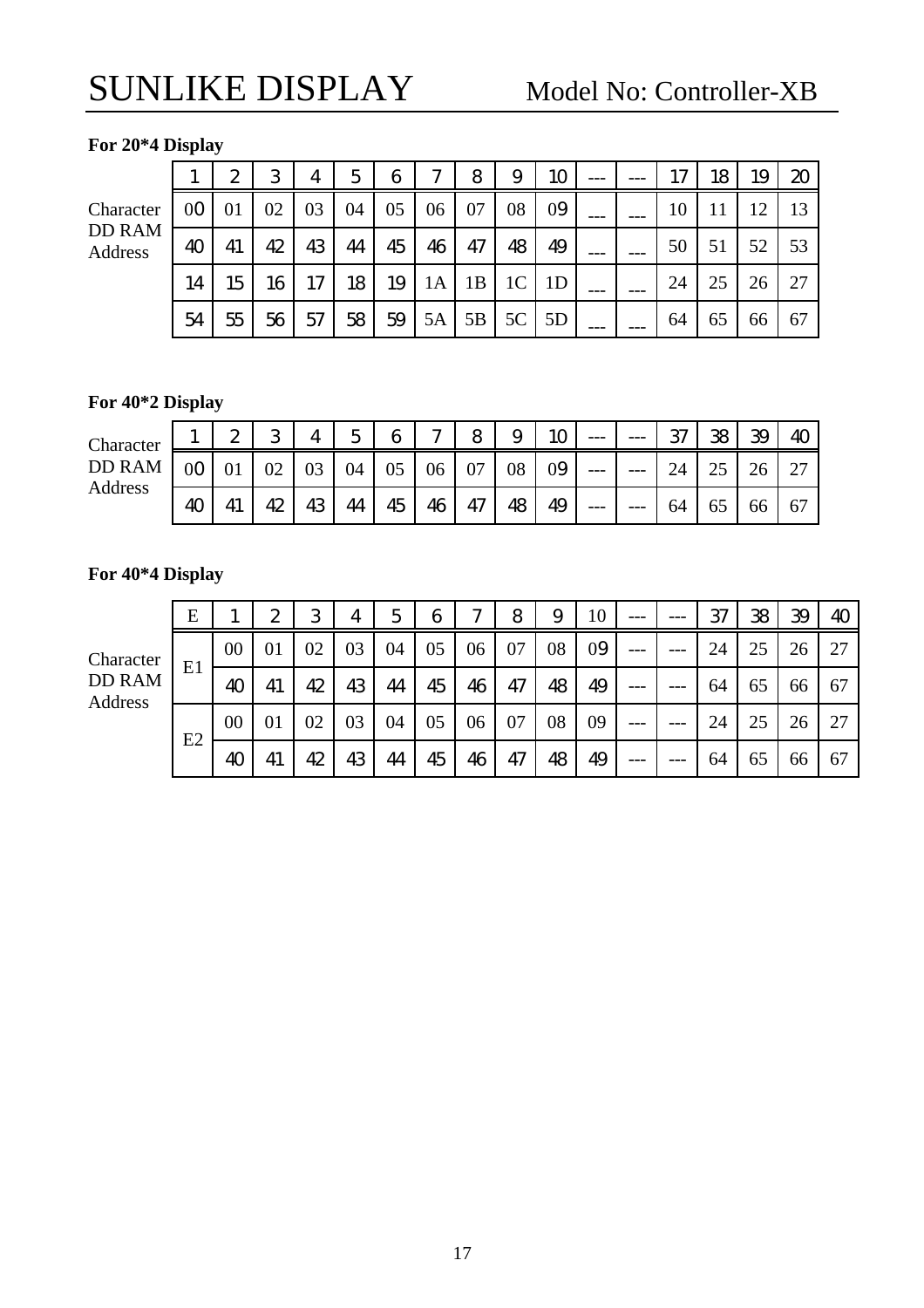**For 20*4 Display**

| | 1 | 2 | 3 | 4 | 5 | 6 | 7 | 8 | 9 | 10 | --- | --- | 17 | 18 | 19 | 20 |
|---|---|---|---|---|---|---|---|---|---|---|---|---|---|---|---|---|
| Character DD RAM Address | 00 | 01 | 02 | 03 | 04 | 05 | 06 | 07 | 08 | 09 | --- | --- | 10 | 11 | 12 | 13 |
| | 40 | 41 | 42 | 43 | 44 | 45 | 46 | 47 | 48 | 49 | --- | --- | 50 | 51 | 52 | 53 |
| | 14 | 15 | 16 | 17 | 18 | 19 | 1A | 1B | 1C | 1D | --- | --- | 24 | 25 | 26 | 27 |
| | 54 | 55 | 56 | 57 | 58 | 59 | 5A | 5B | 5C | 5D | --- | --- | 64 | 65 | 66 | 67 |

**For 40*2 Display**

| | 1 | 2 | 3 | 4 | 5 | 6 | 7 | 8 | 9 | 10 | --- | --- | 37 | 38 | 39 | 40 |
|---|---|---|---|---|---|---|---|---|---|---|---|---|---|---|---|---|
| Character DD RAM Address | 00 | 01 | 02 | 03 | 04 | 05 | 06 | 07 | 08 | 09 | --- | --- | 24 | 25 | 26 | 27 |
| | 40 | 41 | 42 | 43 | 44 | 45 | 46 | 47 | 48 | 49 | --- | --- | 64 | 65 | 66 | 67 |

**For 40*4 Display**

| | E | 1 | 2 | 3 | 4 | 5 | 6 | 7 | 8 | 9 | 10 | --- | --- | 37 | 38 | 39 | 40 |
|---|---|---|---|---|---|---|---|---|---|---|---|---|---|---|---|---|---|
| Character DD RAM Address | E1 | 00 | 01 | 02 | 03 | 04 | 05 | 06 | 07 | 08 | 09 | --- | --- | 24 | 25 | 26 | 27 |
| | | 40 | 41 | 42 | 43 | 44 | 45 | 46 | 47 | 48 | 49 | --- | --- | 64 | 65 | 66 | 67 |
| | E2 | 00 | 01 | 02 | 03 | 04 | 05 | 06 | 07 | 08 | 09 | --- | --- | 24 | 25 | 26 | 27 |
| | | 40 | 41 | 42 | 43 | 44 | 45 | 46 | 47 | 48 | 49 | --- | --- | 64 | 65 | 66 | 67 |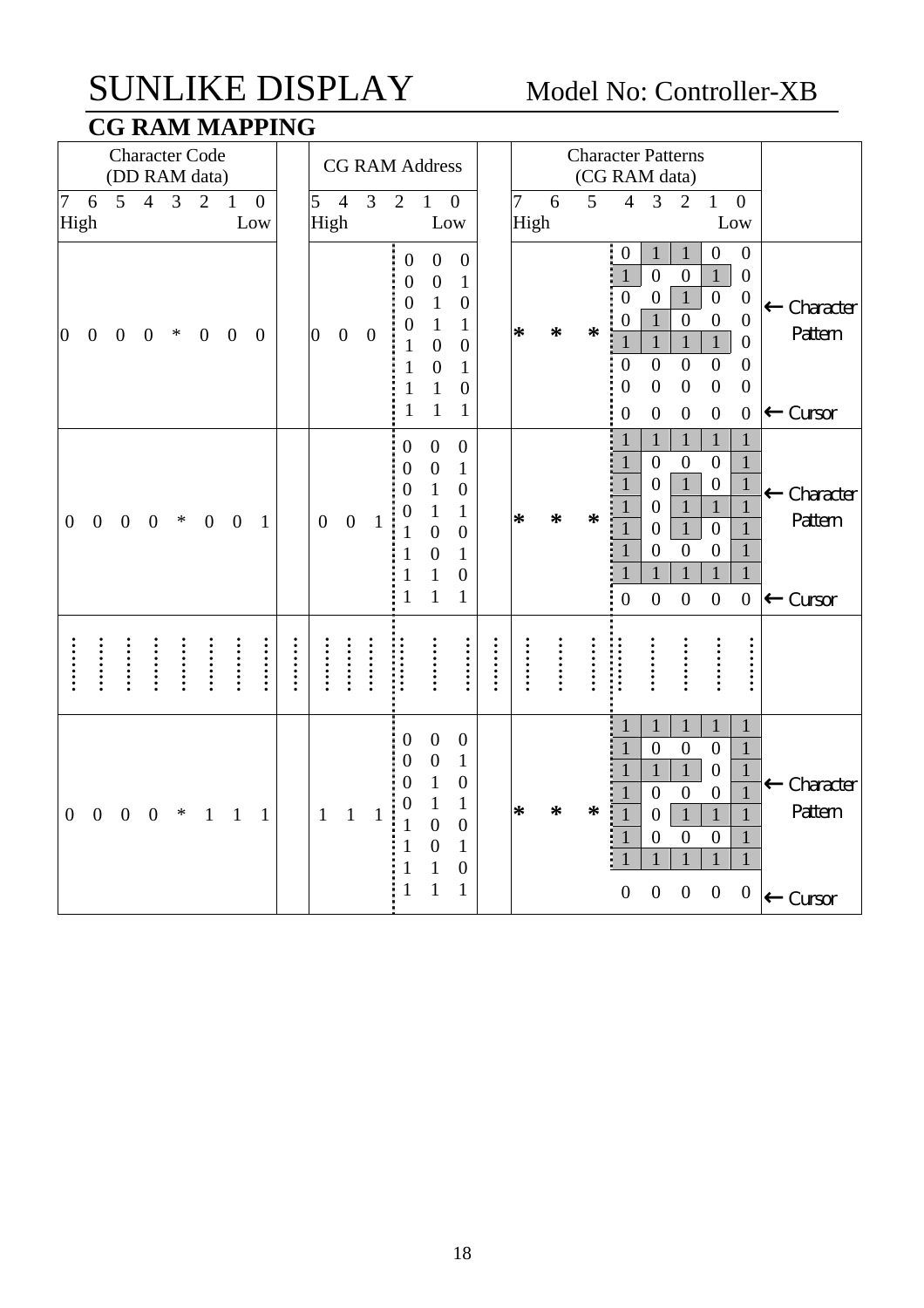# SUNLIKE DISPLAY Model No: Controller-XB

## CG RAM MAPPING

| Character Code (DD RAM data) 7 6 5 4 3 2 1 0 High Low | CG RAM Address 5 4 3 2 1 0 High Low | | Character Patterns (CG RAM data) 7 6 5 4 3 2 1 0 High Low | | |
|---|---|---|---|---|---|
| 0 0 0 0 * 0 0 0 | 0 0 0 | 0 0 0<br>0 0 1<br>0 1 0<br>0 1 1<br>1 0 0<br>1 0 1<br>1 1 0<br>1 1 1 | * * * | 0 1 1 0 0<br>1 0 0 1 0<br>0 0 1 0 0<br>0 1 0 0 0<br>1 1 1 1 0<br>0 0 0 0 0<br>0 0 0 0 0<br>0 0 0 0 0 | ← Character Pattern<br>← Cursor |
| 0 0 0 0 * 0 0 1 | 0 0 1 | 0 0 0<br>0 0 1<br>0 1 0<br>0 1 1<br>1 0 0<br>1 0 1<br>1 1 0<br>1 1 1 | * * * | 1 1 1 1 1<br>1 0 0 0 1<br>1 0 1 0 1<br>1 0 1 1 1<br>1 0 1 0 1<br>1 0 0 0 1<br>1 1 1 1 1<br>0 0 0 0 0 | ← Character Pattern<br>← Cursor |
| ⋮ | ⋮ | ⋮ | ⋮ | ⋮ | |
| 0 0 0 0 * 1 1 1 | 1 1 1 | 0 0 0<br>0 0 1<br>0 1 0<br>0 1 1<br>1 0 0<br>1 0 1<br>1 1 0<br>1 1 1 | * * * | 1 1 1 1 1<br>1 0 0 0 1<br>1 1 1 0 1<br>1 0 0 0 1<br>1 0 1 1 1<br>1 0 0 0 1<br>1 1 1 1 1<br>0 0 0 0 0 | ← Character Pattern<br>← Cursor |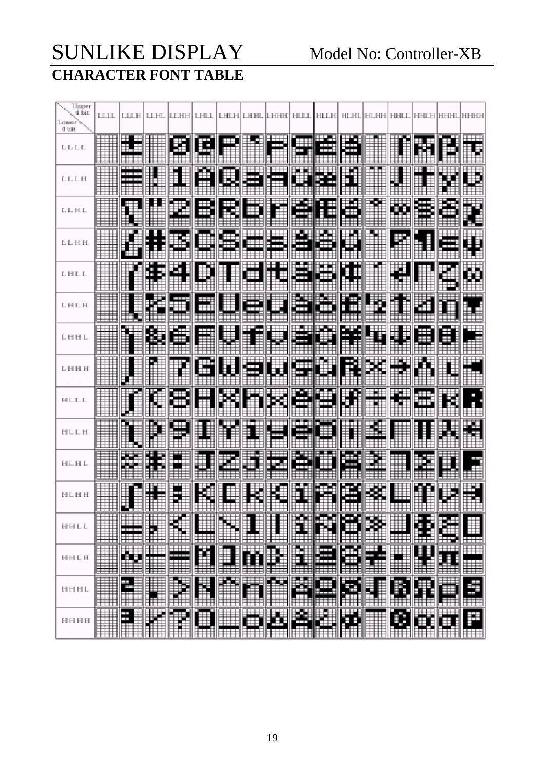# SUNLIKE DISPLAY Model No: Controller-XB

## CHARACTER FONT TABLE

| Upper 4 bit / Lower 4 bit | LLLL | LLLH | LLHL | LLHH | LHLL | LHLH | LHHL | LHHH | HLLL | HLLH | HLHL | HLHH | HHLL | HHLH | HHHL | HHHH |
|---|---|---|---|---|---|---|---|---|---|---|---|---|---|---|---|---|
| LLLL | | ± | | 0 | @ | P | ` | p | Ç | É | á | ⌐ | Γ | Ň | β | τ |
| LLLH | | ≡ | ! | 1 | A | Q | a | q | ü | æ | í | ¨ | ┘ | † | γ | ∪ |
| LLHL | | | " | 2 | B | R | b | r | é | Æ | ó | ° | ∞ | § | δ | |
| LLHH | | | # | 3 | C | S | c | s | â | ô | ú | ` | | ¶ | ≡ | ψ |
| LHLL | | ⌠ | $ | 4 | D | T | d | t | ä | ö | ñ | ´ | ↵ | Γ | ε | ω |
| LHLH | | ⌡ | % | 5 | E | U | e | u | à | ò | Ñ | ½ | ↑ | ◿ | η | ▼ |
| LHHL | | | & | 6 | F | V | f | v | å | û | | ¼ | ↓ | Θ | Θ | ► |
| LHHH | | | ' | 7 | G | W | g | w | ç | ù | Pt | × | → | Λ | ι | ◄ |
| HLLL | | ⌠ | ( | 8 | H | X | h | x | ê | ÿ | ƒ | ÷ | ← | Ξ | κ | R |
| HLLH | | ⌡ | ) | 9 | I | Y | i | y | ë | Ö | ¦ | ≤ | Γ | Π | λ | |
| HLHL | | | * | : | J | Z | j | z | è | Ü | Ä | ≥ | ┐ | Σ | μ | F |
| HLHH | | ⌠ | + | ; | K | [ | k | { | ï | Å | Ã | « | └ | ϒ | ν | |
| HHLL | | ═ | , | < | L | \ | l | ¦ | î | Ñ | Õ | » | ┘ | Φ | ξ | □ |
| HHLH | | ~ | - | = | M | ] | m | } | ì | | | ≠ | ▪ | Ψ | π | ─ |
| HHHL | | | . | > | N | ^ | n | ~ | Ä | | | √ | | Ω | ρ | |
| HHHH | | | / | ? | O | _ | o | Δ | Å | ¿ | ø | ¯ | © | α | σ | |